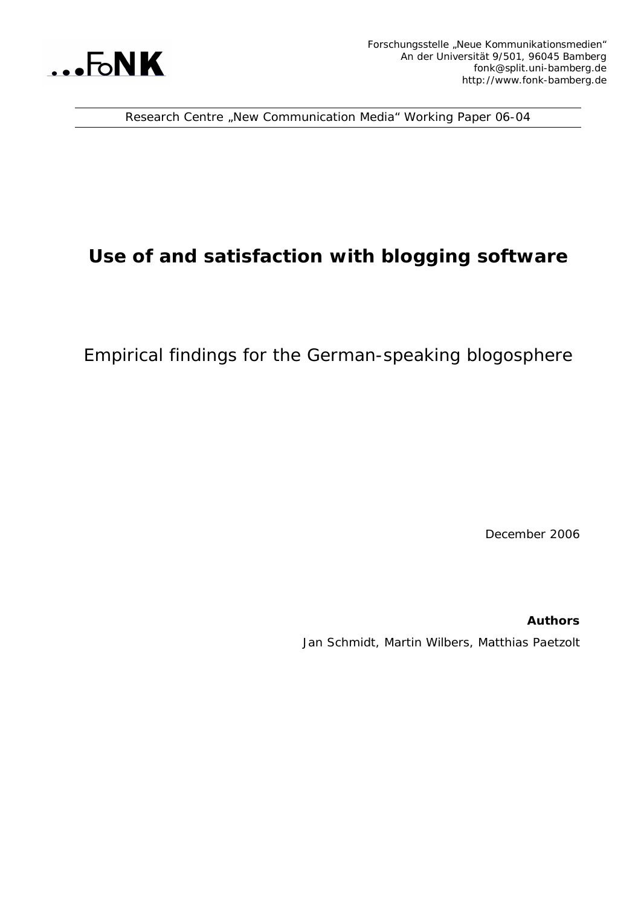...FoNK

Forschungsstelle „Neue Kommunikationsmedien"
An der Universität 9/501, 96045 Bamberg
fonk@split.uni-bamberg.de
http://www.fonk-bamberg.de

Research Centre „New Communication Media" Working Paper 06-04

# Use of and satisfaction with blogging software

## Empirical findings for the German-speaking blogosphere

December 2006

**Authors**

Jan Schmidt, Martin Wilbers, Matthias Paetzolt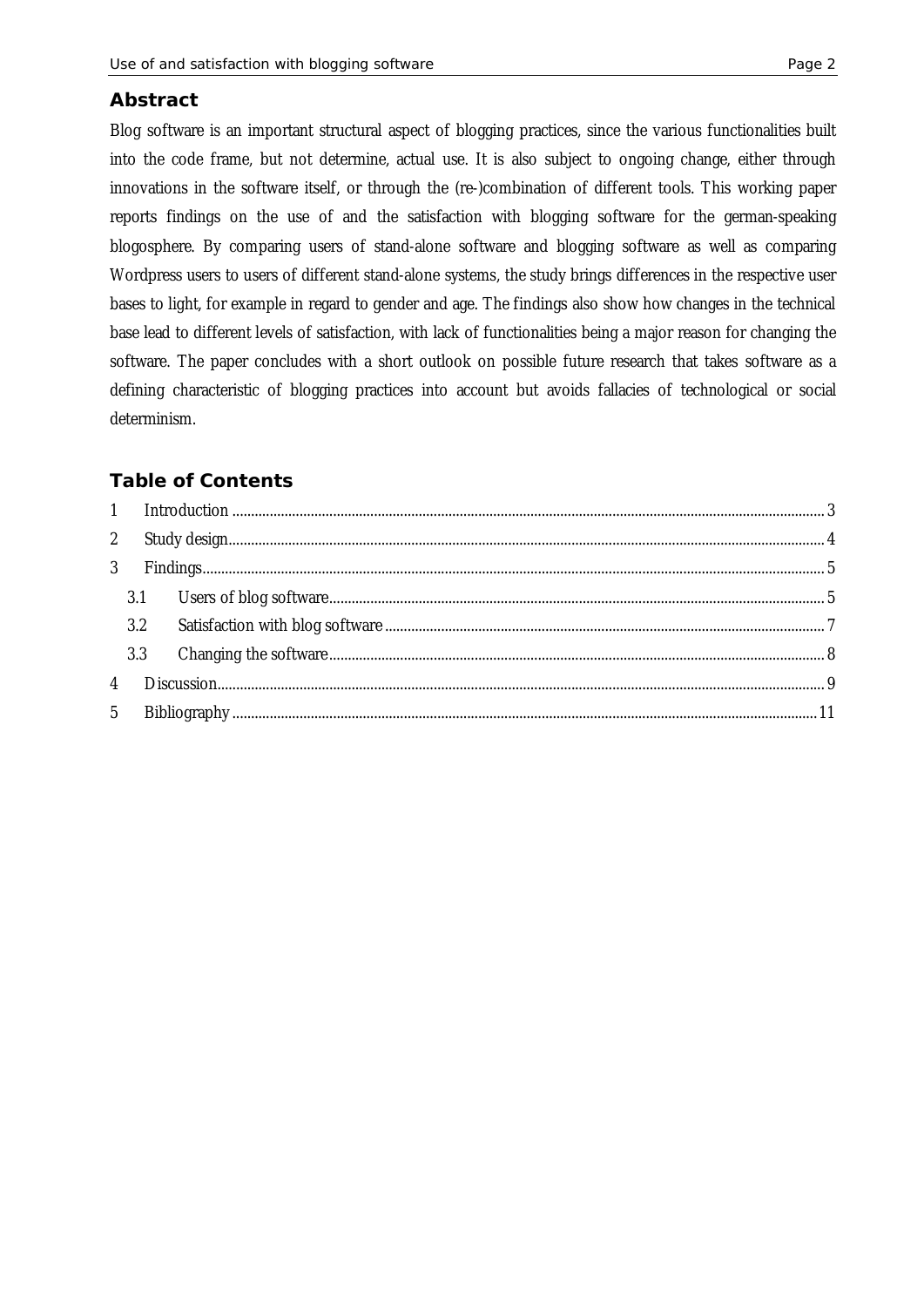## Abstract

Blog software is an important structural aspect of blogging practices, since the various functionalities built into the code frame, but not determine, actual use. It is also subject to ongoing change, either through innovations in the software itself, or through the (re-)combination of different tools. This working paper reports findings on the use of and the satisfaction with blogging software for the german-speaking blogosphere. By comparing users of stand-alone software and blogging software as well as comparing Wordpress users to users of different stand-alone systems, the study brings differences in the respective user bases to light, for example in regard to gender and age. The findings also show how changes in the technical base lead to different levels of satisfaction, with lack of functionalities being a major reason for changing the software. The paper concludes with a short outlook on possible future research that takes software as a defining characteristic of blogging practices into account but avoids fallacies of technological or social determinism.

## Table of Contents

1 Introduction ........ 3
2 Study design ........ 4
3 Findings ........ 5
  3.1 Users of blog software ........ 5
  3.2 Satisfaction with blog software ........ 7
  3.3 Changing the software ........ 8
4 Discussion ........ 9
5 Bibliography ........ 11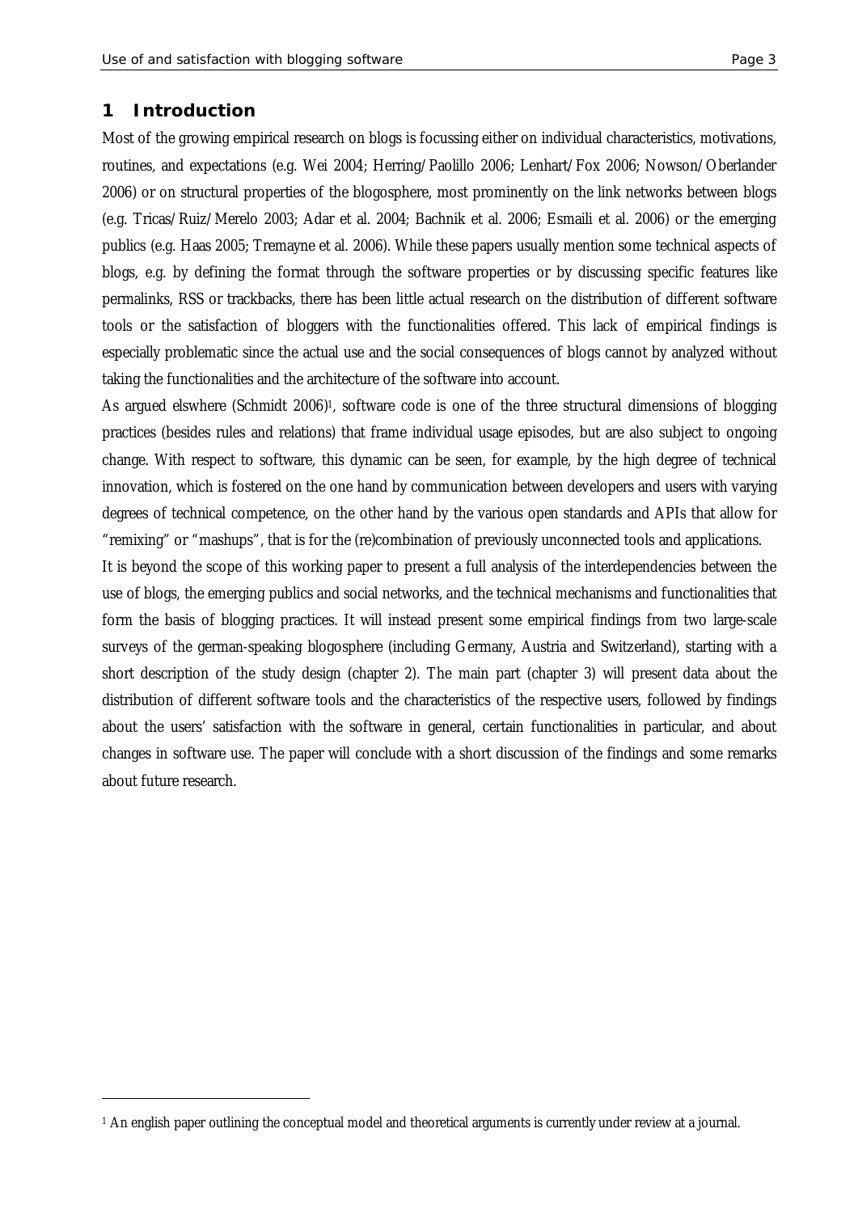# 1 Introduction

Most of the growing empirical research on blogs is focussing either on individual characteristics, motivations, routines, and expectations (e.g. Wei 2004; Herring/Paolillo 2006; Lenhart/Fox 2006; Nowson/Oberlander 2006) or on structural properties of the blogosphere, most prominently on the link networks between blogs (e.g. Tricas/Ruiz/Merelo 2003; Adar et al. 2004; Bachnik et al. 2006; Esmaili et al. 2006) or the emerging publics (e.g. Haas 2005; Tremayne et al. 2006). While these papers usually mention some technical aspects of blogs, e.g. by defining the format through the software properties or by discussing specific features like permalinks, RSS or trackbacks, there has been little actual research on the distribution of different software tools or the satisfaction of bloggers with the functionalities offered. This lack of empirical findings is especially problematic since the actual use and the social consequences of blogs cannot by analyzed without taking the functionalities and the architecture of the software into account.

As argued elswhere (Schmidt 2006)[1], software code is one of the three structural dimensions of blogging practices (besides rules and relations) that frame individual usage episodes, but are also subject to ongoing change. With respect to software, this dynamic can be seen, for example, by the high degree of technical innovation, which is fostered on the one hand by communication between developers and users with varying degrees of technical competence, on the other hand by the various open standards and APIs that allow for "remixing" or "mashups", that is for the (re)combination of previously unconnected tools and applications.

It is beyond the scope of this working paper to present a full analysis of the interdependencies between the use of blogs, the emerging publics and social networks, and the technical mechanisms and functionalities that form the basis of blogging practices. It will instead present some empirical findings from two large-scale surveys of the german-speaking blogosphere (including Germany, Austria and Switzerland), starting with a short description of the study design (chapter 2). The main part (chapter 3) will present data about the distribution of different software tools and the characteristics of the respective users, followed by findings about the users' satisfaction with the software in general, certain functionalities in particular, and about changes in software use. The paper will conclude with a short discussion of the findings and some remarks about future research.

---

[1] An english paper outlining the conceptual model and theoretical arguments is currently under review at a journal.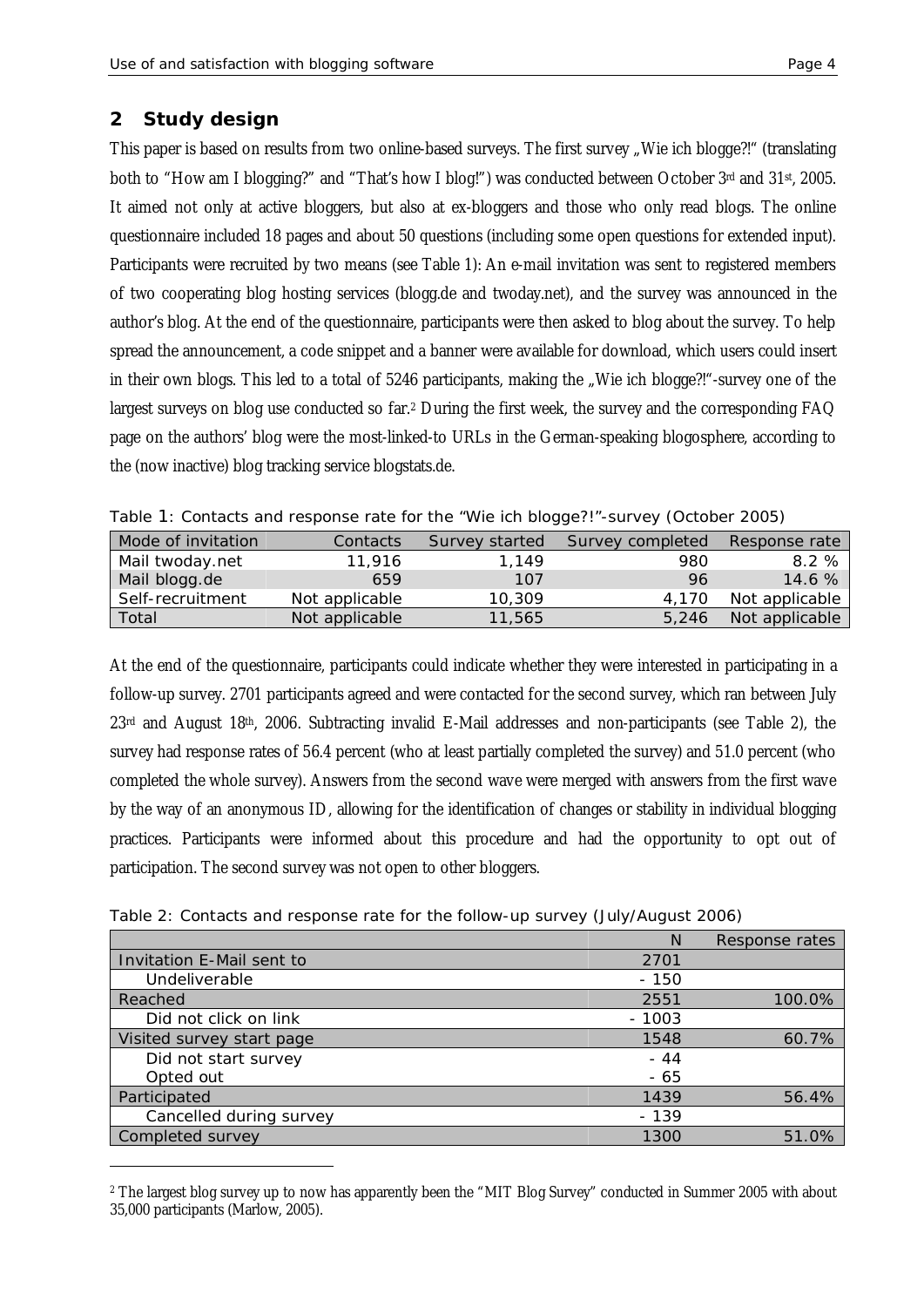## 2 Study design

This paper is based on results from two online-based surveys. The first survey „Wie ich blogge?!" (translating both to "How am I blogging?" and "That's how I blog!") was conducted between October 3rd and 31st, 2005. It aimed not only at active bloggers, but also at ex-bloggers and those who only read blogs. The online questionnaire included 18 pages and about 50 questions (including some open questions for extended input). Participants were recruited by two means (see Table 1): An e-mail invitation was sent to registered members of two cooperating blog hosting services (blogg.de and twoday.net), and the survey was announced in the author's blog. At the end of the questionnaire, participants were then asked to blog about the survey. To help spread the announcement, a code snippet and a banner were available for download, which users could insert in their own blogs. This led to a total of 5246 participants, making the „Wie ich blogge?!"-survey one of the largest surveys on blog use conducted so far.[2] During the first week, the survey and the corresponding FAQ page on the authors' blog were the most-linked-to URLs in the German-speaking blogosphere, according to the (now inactive) blog tracking service blogstats.de.

Table 1: Contacts and response rate for the "Wie ich blogge?!"-survey (October 2005)

| Mode of invitation | Contacts | Survey started | Survey completed | Response rate |
|---|---|---|---|---|
| Mail twoday.net | 11,916 | 1,149 | 980 | 8.2 % |
| Mail blogg.de | 659 | 107 | 96 | 14.6 % |
| Self-recruitment | Not applicable | 10,309 | 4,170 | Not applicable |
| Total | Not applicable | 11,565 | 5,246 | Not applicable |

At the end of the questionnaire, participants could indicate whether they were interested in participating in a follow-up survey. 2701 participants agreed and were contacted for the second survey, which ran between July 23rd and August 18th, 2006. Subtracting invalid E-Mail addresses and non-participants (see Table 2), the survey had response rates of 56.4 percent (who at least partially completed the survey) and 51.0 percent (who completed the whole survey). Answers from the second wave were merged with answers from the first wave by the way of an anonymous ID, allowing for the identification of changes or stability in individual blogging practices. Participants were informed about this procedure and had the opportunity to opt out of participation. The second survey was not open to other bloggers.

Table 2: Contacts and response rate for the follow-up survey (July/August 2006)

| | N | Response rates |
|---|---|---|
| Invitation E-Mail sent to | 2701 | |
| Undeliverable | - 150 | |
| Reached | 2551 | 100.0% |
| Did not click on link | - 1003 | |
| Visited survey start page | 1548 | 60.7% |
| Did not start survey | - 44 | |
| Opted out | - 65 | |
| Participated | 1439 | 56.4% |
| Cancelled during survey | - 139 | |
| Completed survey | 1300 | 51.0% |

[2] The largest blog survey up to now has apparently been the "MIT Blog Survey" conducted in Summer 2005 with about 35,000 participants (Marlow, 2005).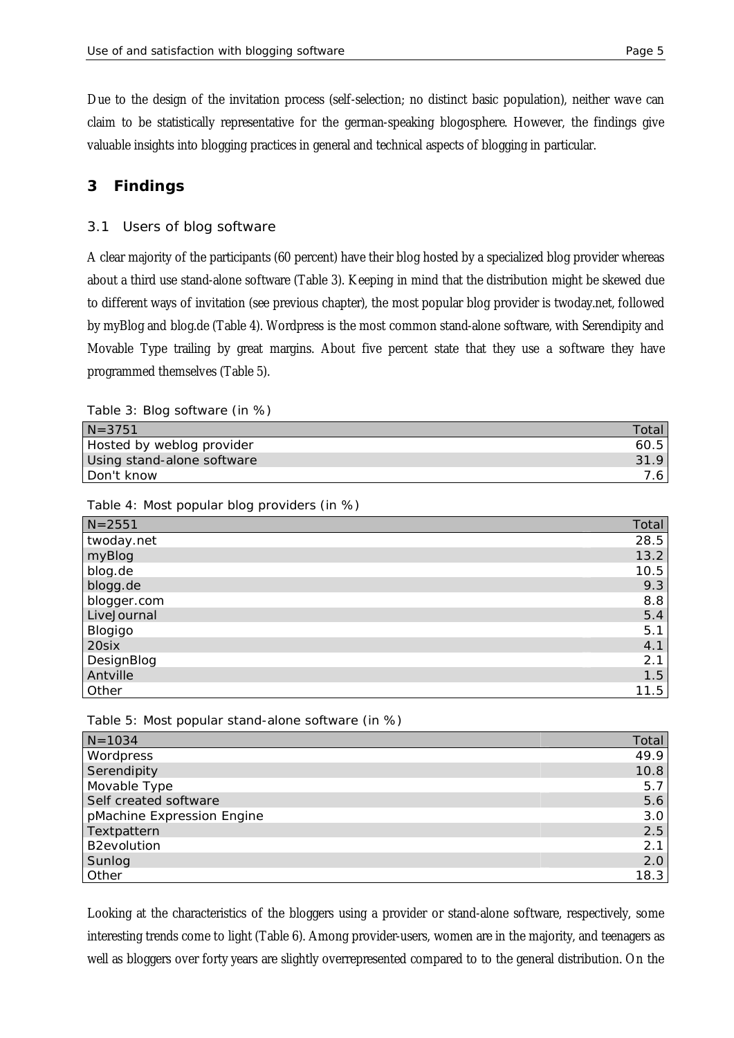Due to the design of the invitation process (self-selection; no distinct basic population), neither wave can claim to be statistically representative for the german-speaking blogosphere. However, the findings give valuable insights into blogging practices in general and technical aspects of blogging in particular.

# 3 Findings

## 3.1 Users of blog software

A clear majority of the participants (60 percent) have their blog hosted by a specialized blog provider whereas about a third use stand-alone software (Table 3). Keeping in mind that the distribution might be skewed due to different ways of invitation (see previous chapter), the most popular blog provider is twoday.net, followed by myBlog and blog.de (Table 4). Wordpress is the most common stand-alone software, with Serendipity and Movable Type trailing by great margins. About five percent state that they use a software they have programmed themselves (Table 5).

Table 3: Blog software (in %)

| N=3751 | Total |
|---|---|
| Hosted by weblog provider | 60.5 |
| Using stand-alone software | 31.9 |
| Don't know | 7.6 |

Table 4: Most popular blog providers (in %)

| N=2551 | Total |
|---|---|
| twoday.net | 28.5 |
| myBlog | 13.2 |
| blog.de | 10.5 |
| blogg.de | 9.3 |
| blogger.com | 8.8 |
| LiveJournal | 5.4 |
| Blogigo | 5.1 |
| 20six | 4.1 |
| DesignBlog | 2.1 |
| Antville | 1.5 |
| Other | 11.5 |

Table 5: Most popular stand-alone software (in %)

| N=1034 | Total |
|---|---|
| Wordpress | 49.9 |
| Serendipity | 10.8 |
| Movable Type | 5.7 |
| Self created software | 5.6 |
| pMachine Expression Engine | 3.0 |
| Textpattern | 2.5 |
| B2evolution | 2.1 |
| Sunlog | 2.0 |
| Other | 18.3 |

Looking at the characteristics of the bloggers using a provider or stand-alone software, respectively, some interesting trends come to light (Table 6). Among provider-users, women are in the majority, and teenagers as well as bloggers over forty years are slightly overrepresented compared to to the general distribution. On the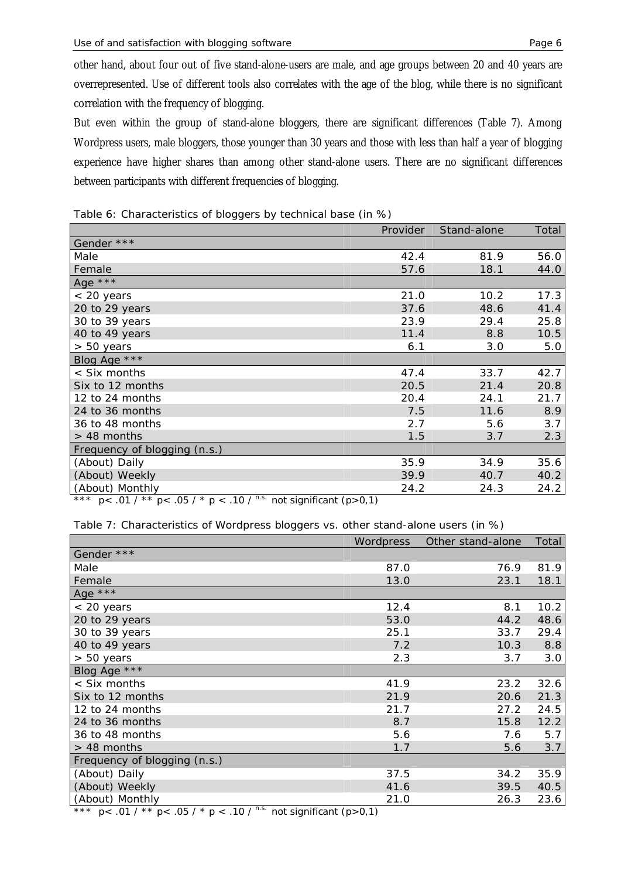other hand, about four out of five stand-alone-users are male, and age groups between 20 and 40 years are overrepresented. Use of different tools also correlates with the age of the blog, while there is no significant correlation with the frequency of blogging.

But even within the group of stand-alone bloggers, there are significant differences (Table 7). Among Wordpress users, male bloggers, those younger than 30 years and those with less than half a year of blogging experience have higher shares than among other stand-alone users. There are no significant differences between participants with different frequencies of blogging.

Table 6: Characteristics of bloggers by technical base (in %)

| | Provider | Stand-alone | Total |
|---|---|---|---|
| Gender *** | | | |
| Male | 42.4 | 81.9 | 56.0 |
| Female | 57.6 | 18.1 | 44.0 |
| Age *** | | | |
| < 20 years | 21.0 | 10.2 | 17.3 |
| 20 to 29 years | 37.6 | 48.6 | 41.4 |
| 30 to 39 years | 23.9 | 29.4 | 25.8 |
| 40 to 49 years | 11.4 | 8.8 | 10.5 |
| > 50 years | 6.1 | 3.0 | 5.0 |
| Blog Age *** | | | |
| < Six months | 47.4 | 33.7 | 42.7 |
| Six to 12 months | 20.5 | 21.4 | 20.8 |
| 12 to 24 months | 20.4 | 24.1 | 21.7 |
| 24 to 36 months | 7.5 | 11.6 | 8.9 |
| 36 to 48 months | 2.7 | 5.6 | 3.7 |
| > 48 months | 1.5 | 3.7 | 2.3 |
| Frequency of blogging (n.s.) | | | |
| (About) Daily | 35.9 | 34.9 | 35.6 |
| (About) Weekly | 39.9 | 40.7 | 40.2 |
| (About) Monthly | 24.2 | 24.3 | 24.2 |

*** $p < .01$ / ** $p < .05$ / * $p < .10$ / [n.s.] not significant ($p > 0,1$)

Table 7: Characteristics of Wordpress bloggers vs. other stand-alone users (in %)

| | Wordpress | Other stand-alone | Total |
|---|---|---|---|
| Gender *** | | | |
| Male | 87.0 | 76.9 | 81.9 |
| Female | 13.0 | 23.1 | 18.1 |
| Age *** | | | |
| < 20 years | 12.4 | 8.1 | 10.2 |
| 20 to 29 years | 53.0 | 44.2 | 48.6 |
| 30 to 39 years | 25.1 | 33.7 | 29.4 |
| 40 to 49 years | 7.2 | 10.3 | 8.8 |
| > 50 years | 2.3 | 3.7 | 3.0 |
| Blog Age *** | | | |
| < Six months | 41.9 | 23.2 | 32.6 |
| Six to 12 months | 21.9 | 20.6 | 21.3 |
| 12 to 24 months | 21.7 | 27.2 | 24.5 |
| 24 to 36 months | 8.7 | 15.8 | 12.2 |
| 36 to 48 months | 5.6 | 7.6 | 5.7 |
| > 48 months | 1.7 | 5.6 | 3.7 |
| Frequency of blogging (n.s.) | | | |
| (About) Daily | 37.5 | 34.2 | 35.9 |
| (About) Weekly | 41.6 | 39.5 | 40.5 |
| (About) Monthly | 21.0 | 26.3 | 23.6 |

*** $p < .01$ / ** $p < .05$ / * $p < .10$ / [n.s.] not significant ($p > 0,1$)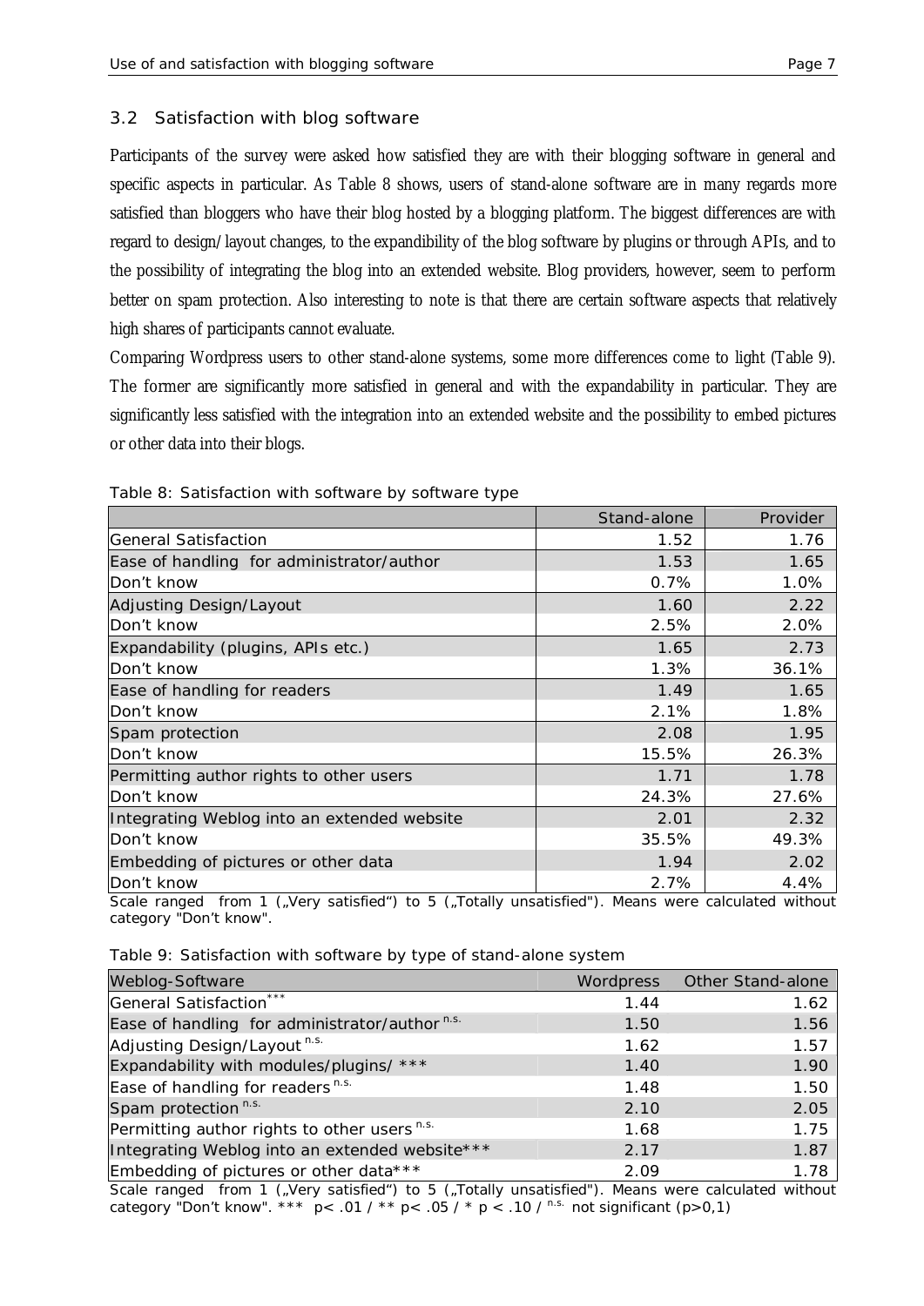## 3.2 Satisfaction with blog software

Participants of the survey were asked how satisfied they are with their blogging software in general and specific aspects in particular. As Table 8 shows, users of stand-alone software are in many regards more satisfied than bloggers who have their blog hosted by a blogging platform. The biggest differences are with regard to design/layout changes, to the expandibility of the blog software by plugins or through APIs, and to the possibility of integrating the blog into an extended website. Blog providers, however, seem to perform better on spam protection. Also interesting to note is that there are certain software aspects that relatively high shares of participants cannot evaluate.

Comparing Wordpress users to other stand-alone systems, some more differences come to light (Table 9). The former are significantly more satisfied in general and with the expandability in particular. They are significantly less satisfied with the integration into an extended website and the possibility to embed pictures or other data into their blogs.

Table 8: Satisfaction with software by software type

| | Stand-alone | Provider |
|---|---|---|
| General Satisfaction | 1.52 | 1.76 |
| Ease of handling for administrator/author | 1.53 | 1.65 |
| Don't know | 0.7% | 1.0% |
| Adjusting Design/Layout | 1.60 | 2.22 |
| Don't know | 2.5% | 2.0% |
| Expandability (plugins, APIs etc.) | 1.65 | 2.73 |
| Don't know | 1.3% | 36.1% |
| Ease of handling for readers | 1.49 | 1.65 |
| Don't know | 2.1% | 1.8% |
| Spam protection | 2.08 | 1.95 |
| Don't know | 15.5% | 26.3% |
| Permitting author rights to other users | 1.71 | 1.78 |
| Don't know | 24.3% | 27.6% |
| Integrating Weblog into an extended website | 2.01 | 2.32 |
| Don't know | 35.5% | 49.3% |
| Embedding of pictures or other data | 1.94 | 2.02 |
| Don't know | 2.7% | 4.4% |

Scale ranged from 1 („Very satisfied") to 5 („Totally unsatisfied"). Means were calculated without category "Don't know".

Table 9: Satisfaction with software by type of stand-alone system

| Weblog-Software | Wordpress | Other Stand-alone |
|---|---|---|
| General Satisfaction*** | 1.44 | 1.62 |
| Ease of handling for administrator/author n.s. | 1.50 | 1.56 |
| Adjusting Design/Layout n.s. | 1.62 | 1.57 |
| Expandability with modules/plugins/ *** | 1.40 | 1.90 |
| Ease of handling for readers n.s. | 1.48 | 1.50 |
| Spam protection n.s. | 2.10 | 2.05 |
| Permitting author rights to other users n.s. | 1.68 | 1.75 |
| Integrating Weblog into an extended website*** | 2.17 | 1.87 |
| Embedding of pictures or other data*** | 2.09 | 1.78 |

Scale ranged from 1 („Very satisfied") to 5 („Totally unsatisfied"). Means were calculated without category "Don't know". *** $p < .01$ / ** $p < .05$ / * $p < .10$ / n.s. not significant ($p > 0,1$)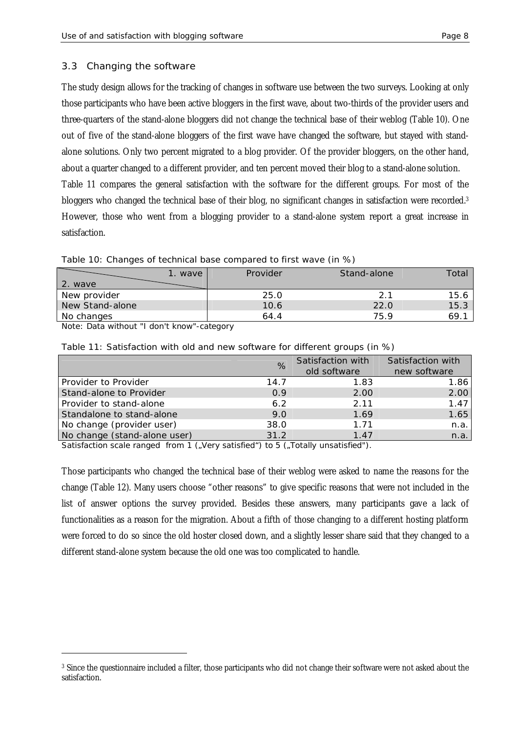## 3.3 Changing the software

The study design allows for the tracking of changes in software use between the two surveys. Looking at only those participants who have been active bloggers in the first wave, about two-thirds of the provider users and three-quarters of the stand-alone bloggers did not change the technical base of their weblog (Table 10). One out of five of the stand-alone bloggers of the first wave have changed the software, but stayed with stand-alone solutions. Only two percent migrated to a blog provider. Of the provider bloggers, on the other hand, about a quarter changed to a different provider, and ten percent moved their blog to a stand-alone solution.

Table 11 compares the general satisfaction with the software for the different groups. For most of the bloggers who changed the technical base of their blog, no significant changes in satisfaction were recorded.[3] However, those who went from a blogging provider to a stand-alone system report a great increase in satisfaction.

Table 10: Changes of technical base compared to first wave (in %)

| 1. wave / 2. wave | Provider | Stand-alone | Total |
|---|---|---|---|
| New provider | 25.0 | 2.1 | 15.6 |
| New Stand-alone | 10.6 | 22.0 | 15.3 |
| No changes | 64.4 | 75.9 | 69.1 |

Note: Data without "I don't know"-category

Table 11: Satisfaction with old and new software for different groups (in %)

| | % | Satisfaction with old software | Satisfaction with new software |
|---|---|---|---|
| Provider to Provider | 14.7 | 1.83 | 1.86 |
| Stand-alone to Provider | 0.9 | 2.00 | 2.00 |
| Provider to stand-alone | 6.2 | 2.11 | 1.47 |
| Standalone to stand-alone | 9.0 | 1.69 | 1.65 |
| No change (provider user) | 38.0 | 1.71 | n.a. |
| No change (stand-alone user) | 31.2 | 1.47 | n.a. |

Satisfaction scale ranged from 1 („Very satisfied") to 5 („Totally unsatisfied").

Those participants who changed the technical base of their weblog were asked to name the reasons for the change (Table 12). Many users choose "other reasons" to give specific reasons that were not included in the list of answer options the survey provided. Besides these answers, many participants gave a lack of functionalities as a reason for the migration. About a fifth of those changing to a different hosting platform were forced to do so since the old hoster closed down, and a slightly lesser share said that they changed to a different stand-alone system because the old one was too complicated to handle.

[3] Since the questionnaire included a filter, those participants who did not change their software were not asked about the satisfaction.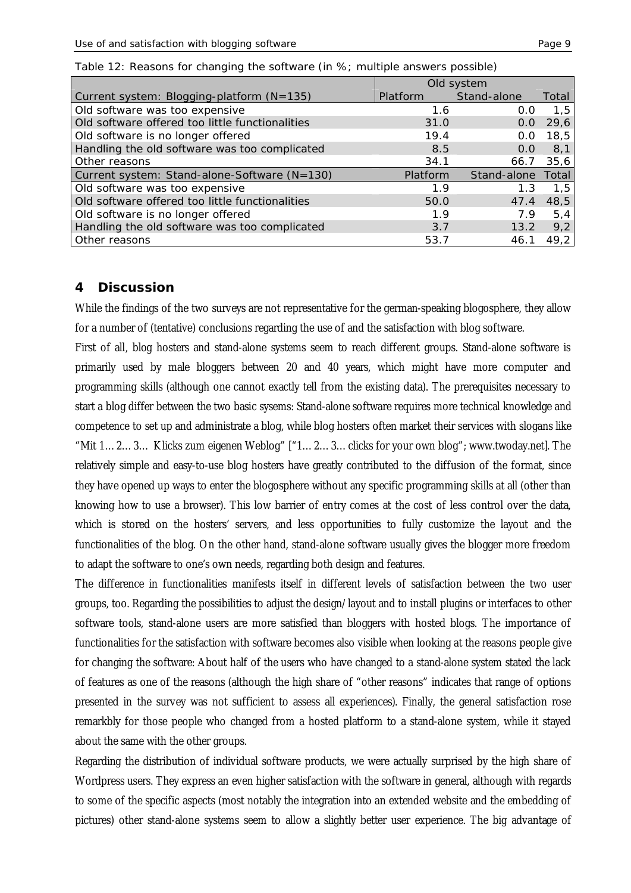Table 12: Reasons for changing the software (in %; multiple answers possible)

| | Old system | | |
|---|---|---|---|
| Current system: Blogging-platform (N=135) | Platform | Stand-alone | Total |
| Old software was too expensive | 1.6 | 0.0 | 1,5 |
| Old software offered too little functionalities | 31.0 | 0.0 | 29,6 |
| Old software is no longer offered | 19.4 | 0.0 | 18,5 |
| Handling the old software was too complicated | 8.5 | 0.0 | 8,1 |
| Other reasons | 34.1 | 66.7 | 35,6 |
| Current system: Stand-alone-Software (N=130) | Platform | Stand-alone | Total |
| Old software was too expensive | 1.9 | 1.3 | 1,5 |
| Old software offered too little functionalities | 50.0 | 47.4 | 48,5 |
| Old software is no longer offered | 1.9 | 7.9 | 5,4 |
| Handling the old software was too complicated | 3.7 | 13.2 | 9,2 |
| Other reasons | 53.7 | 46.1 | 49,2 |

## 4 Discussion

While the findings of the two surveys are not representative for the german-speaking blogosphere, they allow for a number of (tentative) conclusions regarding the use of and the satisfaction with blog software.

First of all, blog hosters and stand-alone systems seem to reach different groups. Stand-alone software is primarily used by male bloggers between 20 and 40 years, which might have more computer and programming skills (although one cannot exactly tell from the existing data). The prerequisites necessary to start a blog differ between the two basic sysems: Stand-alone software requires more technical knowledge and competence to set up and administrate a blog, while blog hosters often market their services with slogans like "Mit 1… 2… 3… Klicks zum eigenen Weblog" ["1… 2… 3… clicks for your own blog"; www.twoday.net]. The relatively simple and easy-to-use blog hosters have greatly contributed to the diffusion of the format, since they have opened up ways to enter the blogosphere without any specific programming skills at all (other than knowing how to use a browser). This low barrier of entry comes at the cost of less control over the data, which is stored on the hosters' servers, and less opportunities to fully customize the layout and the functionalities of the blog. On the other hand, stand-alone software usually gives the blogger more freedom to adapt the software to one's own needs, regarding both design and features.

The difference in functionalities manifests itself in different levels of satisfaction between the two user groups, too. Regarding the possibilities to adjust the design/layout and to install plugins or interfaces to other software tools, stand-alone users are more satisfied than bloggers with hosted blogs. The importance of functionalities for the satisfaction with software becomes also visible when looking at the reasons people give for changing the software: About half of the users who have changed to a stand-alone system stated the lack of features as one of the reasons (although the high share of "other reasons" indicates that range of options presented in the survey was not sufficient to assess all experiences). Finally, the general satisfaction rose remarkbly for those people who changed from a hosted platform to a stand-alone system, while it stayed about the same with the other groups.

Regarding the distribution of individual software products, we were actually surprised by the high share of Wordpress users. They express an even higher satisfaction with the software in general, although with regards to some of the specific aspects (most notably the integration into an extended website and the embedding of pictures) other stand-alone systems seem to allow a slightly better user experience. The big advantage of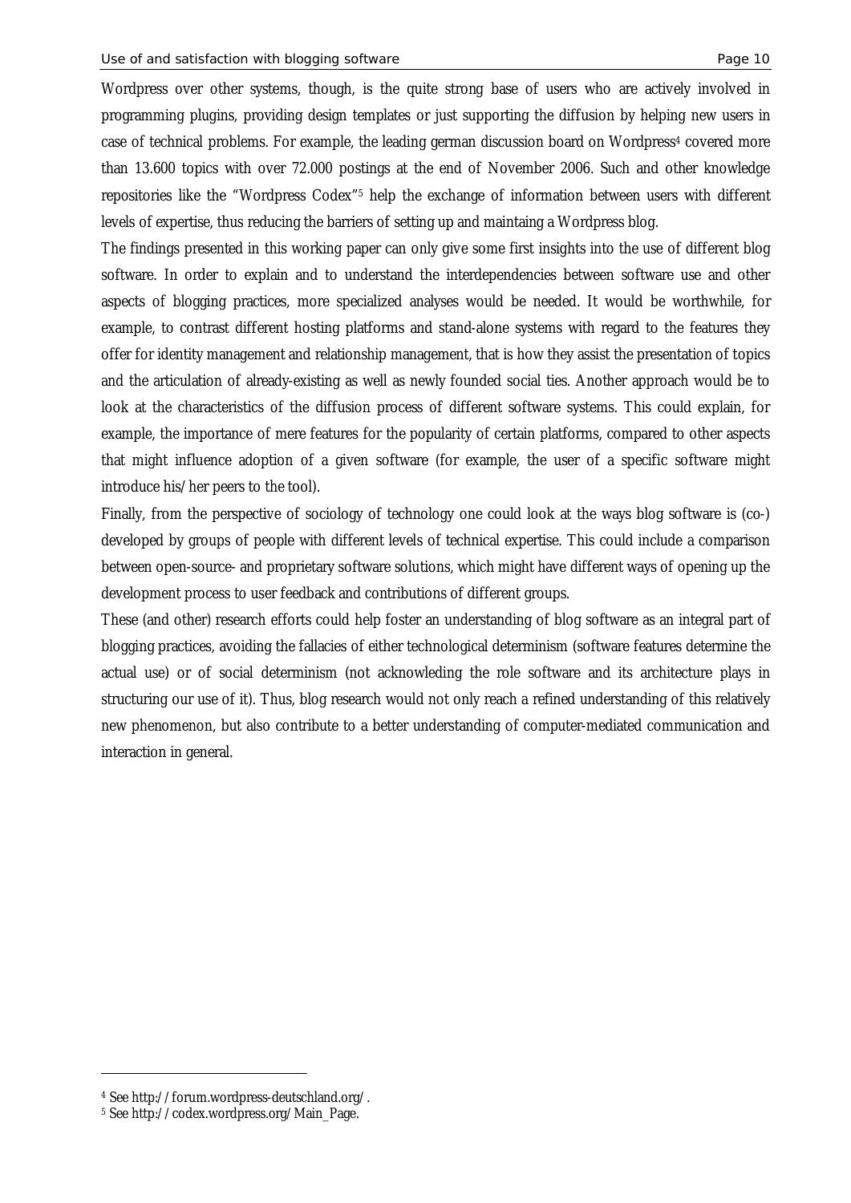Wordpress over other systems, though, is the quite strong base of users who are actively involved in programming plugins, providing design templates or just supporting the diffusion by helping new users in case of technical problems. For example, the leading german discussion board on Wordpress[4] covered more than 13.600 topics with over 72.000 postings at the end of November 2006. Such and other knowledge repositories like the "Wordpress Codex"[5] help the exchange of information between users with different levels of expertise, thus reducing the barriers of setting up and maintaing a Wordpress blog.

The findings presented in this working paper can only give some first insights into the use of different blog software. In order to explain and to understand the interdependencies between software use and other aspects of blogging practices, more specialized analyses would be needed. It would be worthwhile, for example, to contrast different hosting platforms and stand-alone systems with regard to the features they offer for identity management and relationship management, that is how they assist the presentation of topics and the articulation of already-existing as well as newly founded social ties. Another approach would be to look at the characteristics of the diffusion process of different software systems. This could explain, for example, the importance of mere features for the popularity of certain platforms, compared to other aspects that might influence adoption of a given software (for example, the user of a specific software might introduce his/her peers to the tool).

Finally, from the perspective of sociology of technology one could look at the ways blog software is (co-) developed by groups of people with different levels of technical expertise. This could include a comparison between open-source- and proprietary software solutions, which might have different ways of opening up the development process to user feedback and contributions of different groups.

These (and other) research efforts could help foster an understanding of blog software as an integral part of blogging practices, avoiding the fallacies of either technological determinism (software features determine the actual use) or of social determinism (not acknowledging the role software and its architecture plays in structuring our use of it). Thus, blog research would not only reach a refined understanding of this relatively new phenomenon, but also contribute to a better understanding of computer-mediated communication and interaction in general.

---

[4] See http://forum.wordpress-deutschland.org/.

[5] See http://codex.wordpress.org/Main_Page.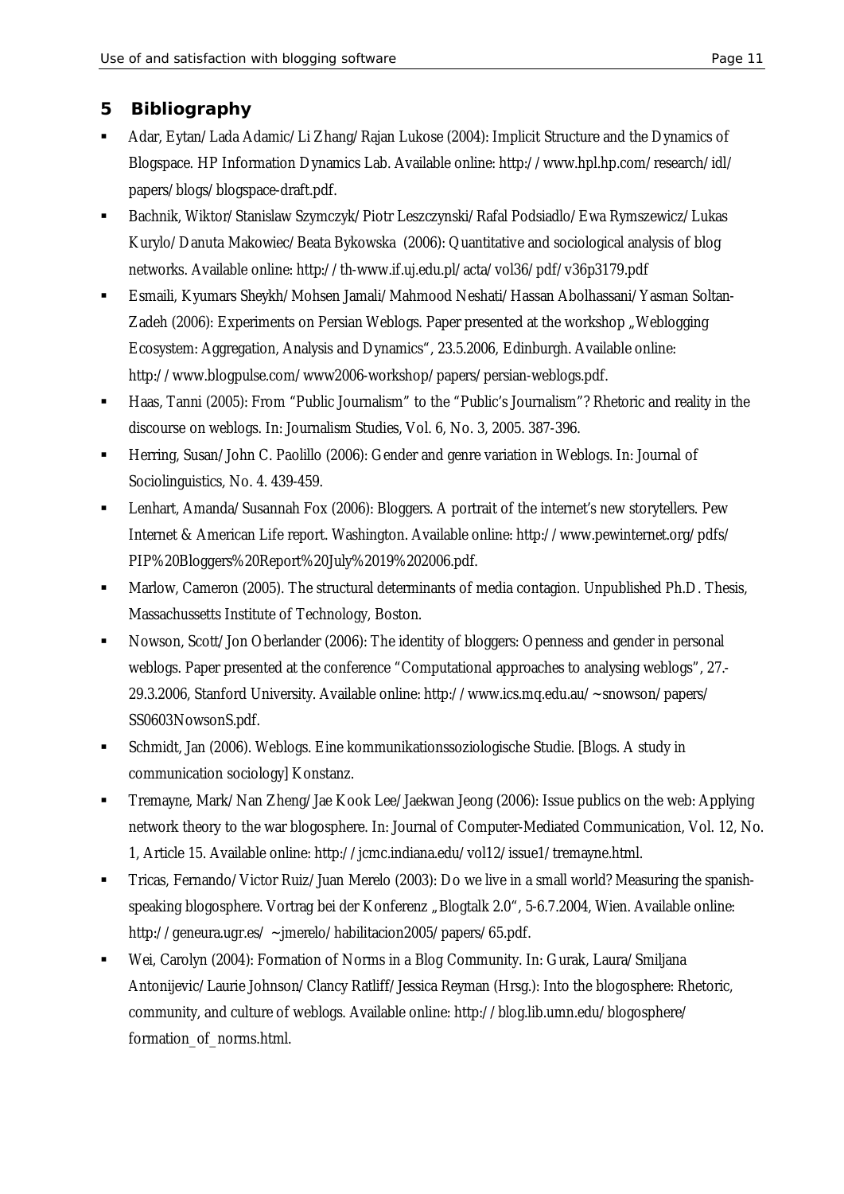## 5 Bibliography

- Adar, Eytan/Lada Adamic/Li Zhang/Rajan Lukose (2004): Implicit Structure and the Dynamics of Blogspace. HP Information Dynamics Lab. Available online: http://www.hpl.hp.com/research/idl/papers/blogs/blogspace-draft.pdf.
- Bachnik, Wiktor/Stanislaw Szymczyk/Piotr Leszczynski/Rafal Podsiadlo/Ewa Rymszewicz/Lukas Kurylo/Danuta Makowiec/Beata Bykowska (2006): Quantitative and sociological analysis of blog networks. Available online: http://th-www.if.uj.edu.pl/acta/vol36/pdf/v36p3179.pdf
- Esmaili, Kyumars Sheykh/Mohsen Jamali/Mahmood Neshati/Hassan Abolhassani/Yasman Soltan-Zadeh (2006): Experiments on Persian Weblogs. Paper presented at the workshop „Weblogging Ecosystem: Aggregation, Analysis and Dynamics", 23.5.2006, Edinburgh. Available online: http://www.blogpulse.com/www2006-workshop/papers/persian-weblogs.pdf.
- Haas, Tanni (2005): From "Public Journalism" to the "Public's Journalism"? Rhetoric and reality in the discourse on weblogs. In: Journalism Studies, Vol. 6, No. 3, 2005. 387-396.
- Herring, Susan/John C. Paolillo (2006): Gender and genre variation in Weblogs. In: Journal of Sociolinguistics, No. 4. 439-459.
- Lenhart, Amanda/Susannah Fox (2006): Bloggers. A portrait of the internet's new storytellers. Pew Internet & American Life report. Washington. Available online: http://www.pewinternet.org/pdfs/PIP%20Bloggers%20Report%20July%2019%202006.pdf.
- Marlow, Cameron (2005). The structural determinants of media contagion. Unpublished Ph.D. Thesis, Massachussetts Institute of Technology, Boston.
- Nowson, Scott/Jon Oberlander (2006): The identity of bloggers: Openness and gender in personal weblogs. Paper presented at the conference "Computational approaches to analysing weblogs", 27.-29.3.2006, Stanford University. Available online: http://www.ics.mq.edu.au/~snowson/papers/SS0603NowsonS.pdf.
- Schmidt, Jan (2006). Weblogs. Eine kommunikationssoziologische Studie. [Blogs. A study in communication sociology] Konstanz.
- Tremayne, Mark/Nan Zheng/Jae Kook Lee/Jaekwan Jeong (2006): Issue publics on the web: Applying network theory to the war blogosphere. In: Journal of Computer-Mediated Communication, Vol. 12, No. 1, Article 15. Available online: http://jcmc.indiana.edu/vol12/issue1/tremayne.html.
- Tricas, Fernando/Victor Ruiz/Juan Merelo (2003): Do we live in a small world? Measuring the spanish-speaking blogosphere. Vortrag bei der Konferenz „Blogtalk 2.0", 5-6.7.2004, Wien. Available online: http://geneura.ugr.es/ ~jmerelo/habilitacion2005/papers/65.pdf.
- Wei, Carolyn (2004): Formation of Norms in a Blog Community. In: Gurak, Laura/Smiljana Antonijevic/Laurie Johnson/Clancy Ratliff/Jessica Reyman (Hrsg.): Into the blogosphere: Rhetoric, community, and culture of weblogs. Available online: http://blog.lib.umn.edu/blogosphere/formation_of_norms.html.